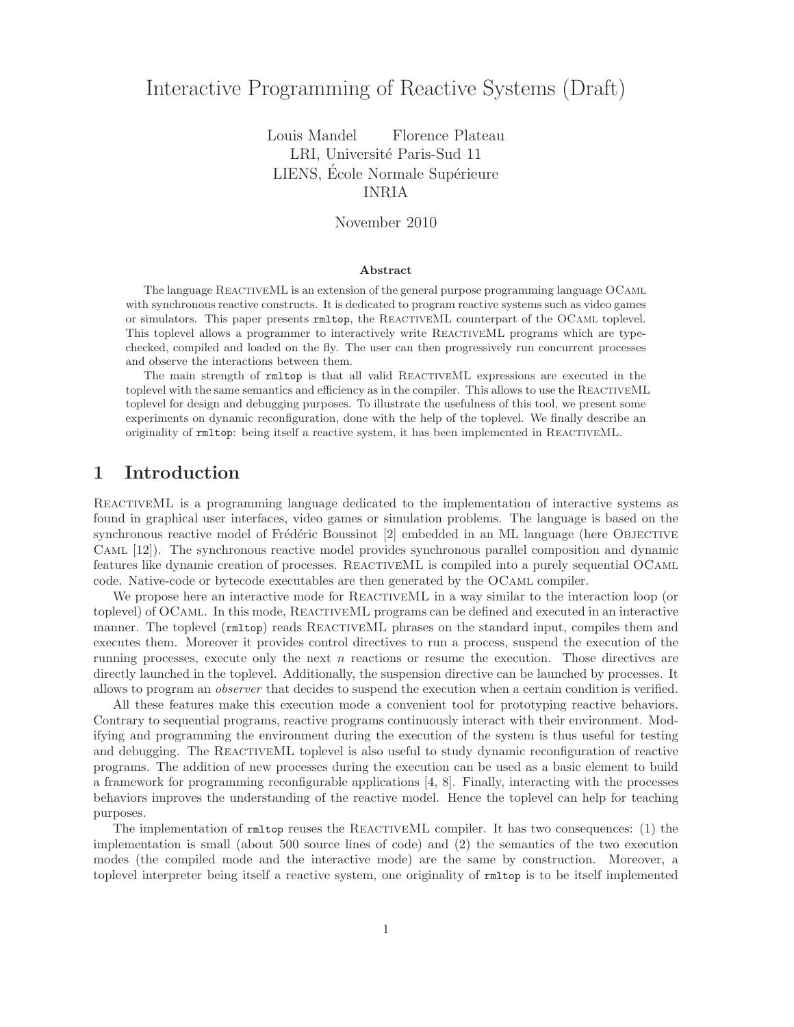# Interactive Programming of Reactive Systems (Draft)

Louis Mandel  Florence Plateau
LRI, Université Paris-Sud 11
LIENS, École Normale Supérieure
INRIA

November 2010

**Abstract**

The language ReactiveML is an extension of the general purpose programming language OCaml with synchronous reactive constructs. It is dedicated to program reactive systems such as video games or simulators. This paper presents `rmltop`, the ReactiveML counterpart of the OCaml toplevel. This toplevel allows a programmer to interactively write ReactiveML programs which are type-checked, compiled and loaded on the fly. The user can then progressively run concurrent processes and observe the interactions between them.

The main strength of `rmltop` is that all valid ReactiveML expressions are executed in the toplevel with the same semantics and efficiency as in the compiler. This allows to use the ReactiveML toplevel for design and debugging purposes. To illustrate the usefulness of this tool, we present some experiments on dynamic reconfiguration, done with the help of the toplevel. We finally describe an originality of `rmltop`: being itself a reactive system, it has been implemented in ReactiveML.

## 1 Introduction

ReactiveML is a programming language dedicated to the implementation of interactive systems as found in graphical user interfaces, video games or simulation problems. The language is based on the synchronous reactive model of Frédéric Boussinot [2] embedded in an ML language (here Objective Caml [12]). The synchronous reactive model provides synchronous parallel composition and dynamic features like dynamic creation of processes. ReactiveML is compiled into a purely sequential OCaml code. Native-code or bytecode executables are then generated by the OCaml compiler.

We propose here an interactive mode for ReactiveML in a way similar to the interaction loop (or toplevel) of OCaml. In this mode, ReactiveML programs can be defined and executed in an interactive manner. The toplevel (`rmltop`) reads ReactiveML phrases on the standard input, compiles them and executes them. Moreover it provides control directives to run a process, suspend the execution of the running processes, execute only the next $n$ reactions or resume the execution. Those directives are directly launched in the toplevel. Additionally, the suspension directive can be launched by processes. It allows to program an *observer* that decides to suspend the execution when a certain condition is verified.

All these features make this execution mode a convenient tool for prototyping reactive behaviors. Contrary to sequential programs, reactive programs continuously interact with their environment. Modifying and programming the environment during the execution of the system is thus useful for testing and debugging. The ReactiveML toplevel is also useful to study dynamic reconfiguration of reactive programs. The addition of new processes during the execution can be used as a basic element to build a framework for programming reconfigurable applications [4, 8]. Finally, interacting with the processes behaviors improves the understanding of the reactive model. Hence the toplevel can help for teaching purposes.

The implementation of `rmltop` reuses the ReactiveML compiler. It has two consequences: (1) the implementation is small (about 500 source lines of code) and (2) the semantics of the two execution modes (the compiled mode and the interactive mode) are the same by construction. Moreover, a toplevel interpreter being itself a reactive system, one originality of `rmltop` is to be itself implemented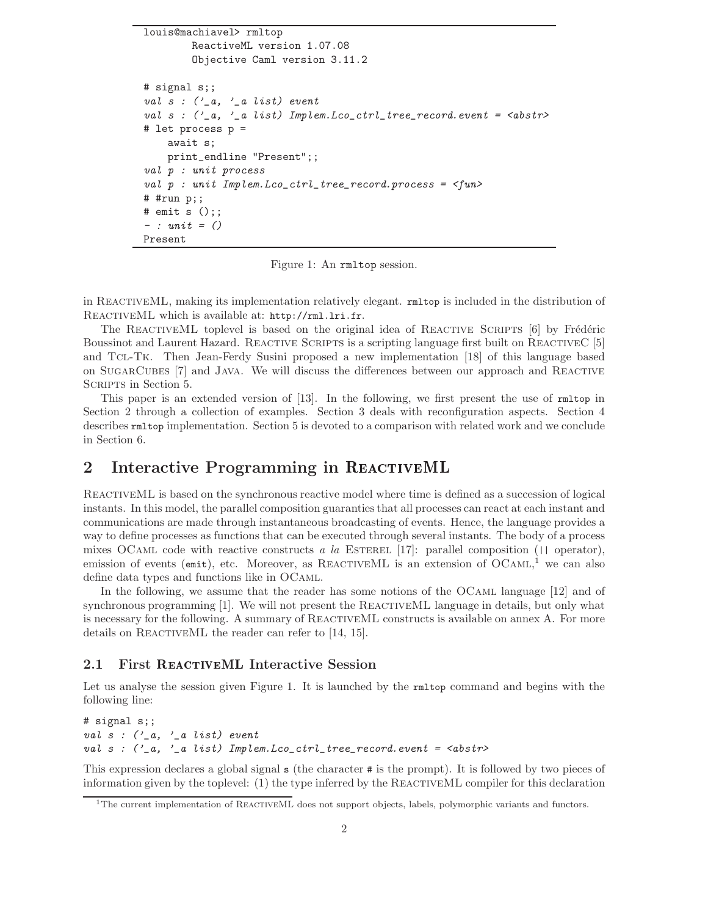```
louis@machiavel> rmltop
        ReactiveML version 1.07.08
        Objective Caml version 3.11.2

# signal s;;
val s : ('_a, '_a list) event
val s : ('_a, '_a list) Implem.Lco_ctrl_tree_record.event = <abstr>
# let process p =
    await s;
    print_endline "Present";;
val p : unit process
val p : unit Implem.Lco_ctrl_tree_record.process = <fun>
# #run p;;
# emit s ();;
- : unit = ()
Present
```

Figure 1: An rmltop session.

in ReactiveML, making its implementation relatively elegant. `rmltop` is included in the distribution of ReactiveML which is available at: `http://rml.lri.fr`.

The ReactiveML toplevel is based on the original idea of Reactive Scripts [6] by Frédéric Boussinot and Laurent Hazard. Reactive Scripts is a scripting language first built on ReactiveC [5] and Tcl-Tk. Then Jean-Ferdy Susini proposed a new implementation [18] of this language based on SugarCubes [7] and Java. We will discuss the differences between our approach and Reactive Scripts in Section 5.

This paper is an extended version of [13]. In the following, we first present the use of `rmltop` in Section 2 through a collection of examples. Section 3 deals with reconfiguration aspects. Section 4 describes `rmltop` implementation. Section 5 is devoted to a comparison with related work and we conclude in Section 6.

## 2 Interactive Programming in ReactiveML

ReactiveML is based on the synchronous reactive model where time is defined as a succession of logical instants. In this model, the parallel composition guaranties that all processes can react at each instant and communications are made through instantaneous broadcasting of events. Hence, the language provides a way to define processes as functions that can be executed through several instants. The body of a process mixes OCaml code with reactive constructs *a la* Esterel [17]: parallel composition (`||` operator), emission of events (`emit`), etc. Moreover, as ReactiveML is an extension of OCaml,[1] we can also define data types and functions like in OCaml.

In the following, we assume that the reader has some notions of the OCaml language [12] and of synchronous programming [1]. We will not present the ReactiveML language in details, but only what is necessary for the following. A summary of ReactiveML constructs is available on annex A. For more details on ReactiveML the reader can refer to [14, 15].

### 2.1 First ReactiveML Interactive Session

Let us analyse the session given Figure 1. It is launched by the `rmltop` command and begins with the following line:

```
# signal s;;
val s : ('_a, '_a list) event
val s : ('_a, '_a list) Implem.Lco_ctrl_tree_record.event = <abstr>
```

This expression declares a global signal `s` (the character `#` is the prompt). It is followed by two pieces of information given by the toplevel: (1) the type inferred by the ReactiveML compiler for this declaration

[1] The current implementation of ReactiveML does not support objects, labels, polymorphic variants and functors.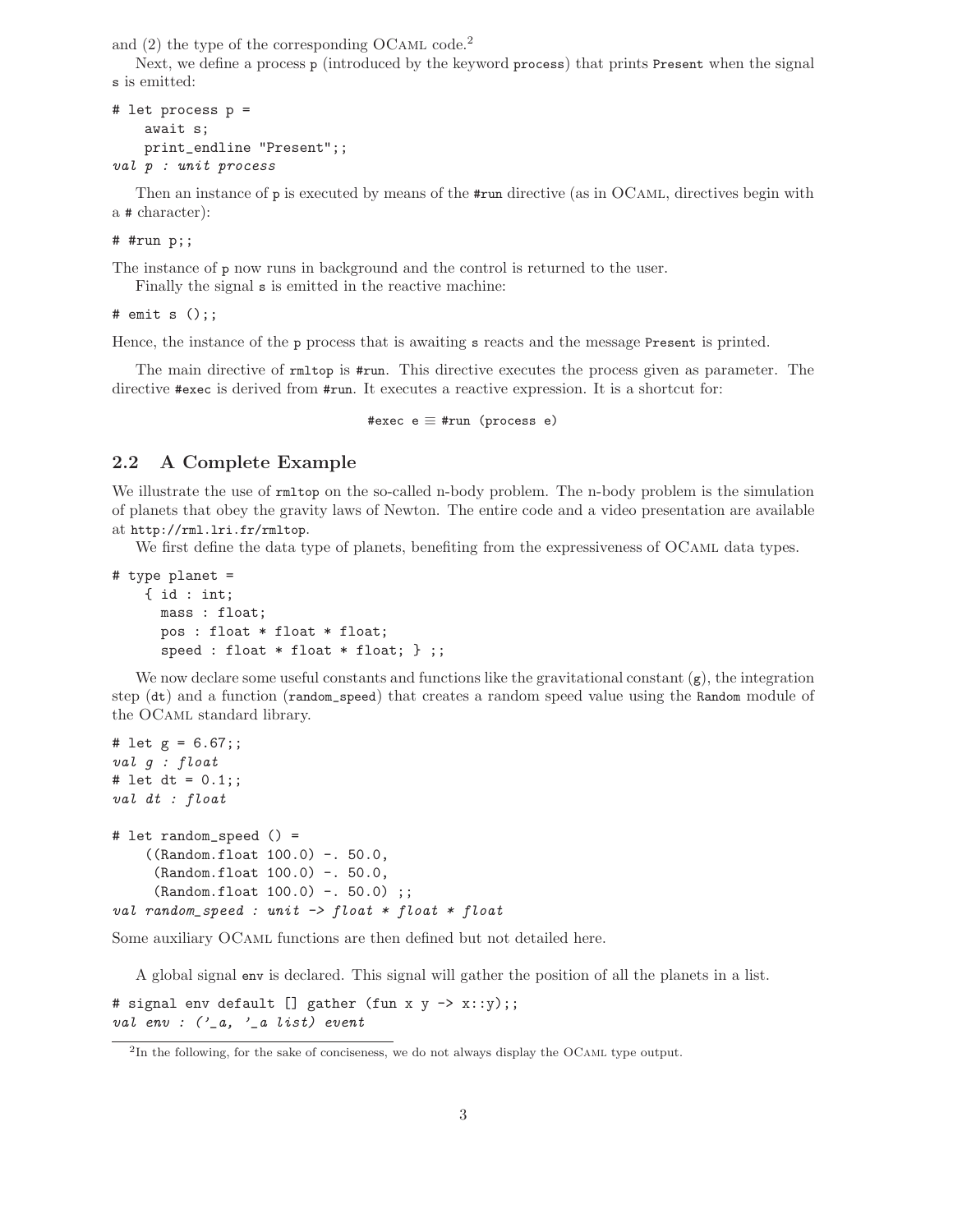and (2) the type of the corresponding OCaml code.[2]

Next, we define a process `p` (introduced by the keyword `process`) that prints `Present` when the signal `s` is emitted:

```
# let process p =
    await s;
    print_endline "Present";;
val p : unit process
```

Then an instance of `p` is executed by means of the `#run` directive (as in OCaml, directives begin with a `#` character):

```
# #run p;;
```

The instance of `p` now runs in background and the control is returned to the user.

Finally the signal `s` is emitted in the reactive machine:

```
# emit s ();;
```

Hence, the instance of the `p` process that is awaiting `s` reacts and the message `Present` is printed.

The main directive of `rmltop` is `#run`. This directive executes the process given as parameter. The directive `#exec` is derived from `#run`. It executes a reactive expression. It is a shortcut for:

`#exec e` ≡ `#run (process e)`

## 2.2 A Complete Example

We illustrate the use of `rmltop` on the so-called n-body problem. The n-body problem is the simulation of planets that obey the gravity laws of Newton. The entire code and a video presentation are available at `http://rml.lri.fr/rmltop`.

We first define the data type of planets, benefiting from the expressiveness of OCaml data types.

```
# type planet =
    { id : int;
      mass : float;
      pos : float * float * float;
      speed : float * float * float; } ;;
```

We now declare some useful constants and functions like the gravitational constant (`g`), the integration step (`dt`) and a function (`random_speed`) that creates a random speed value using the `Random` module of the OCaml standard library.

```
# let g = 6.67;;
val g : float
# let dt = 0.1;;
val dt : float

# let random_speed () =
    ((Random.float 100.0) -. 50.0,
     (Random.float 100.0) -. 50.0,
     (Random.float 100.0) -. 50.0) ;;
val random_speed : unit -> float * float * float
```

Some auxiliary OCaml functions are then defined but not detailed here.

A global signal `env` is declared. This signal will gather the position of all the planets in a list.

```
# signal env default [] gather (fun x y -> x::y);;
val env : ('_a, '_a list) event
```

[2] In the following, for the sake of conciseness, we do not always display the OCaml type output.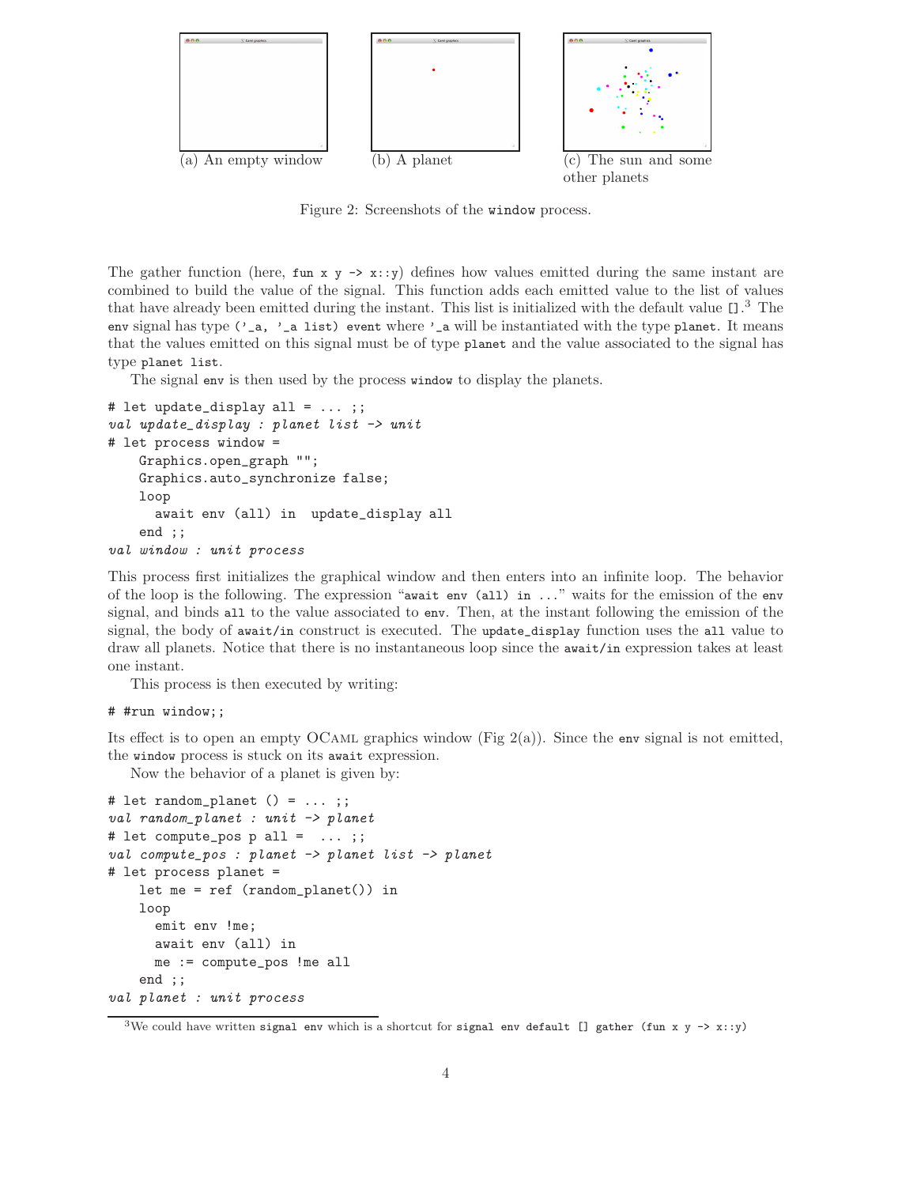(a) An empty window

(b) A planet

(c) The sun and some other planets

Figure 2: Screenshots of the `window` process.

The gather function (here, `fun x y -> x::y`) defines how values emitted during the same instant are combined to build the value of the signal. This function adds each emitted value to the list of values that have already been emitted during the instant. This list is initialized with the default value `[]`.[3] The `env` signal has type `('_a, '_a list) event` where `'_a` will be instantiated with the type `planet`. It means that the values emitted on this signal must be of type `planet` and the value associated to the signal has type `planet list`.

The signal `env` is then used by the process `window` to display the planets.

```
# let update_display all = ... ;;
val update_display : planet list -> unit
# let process window =
    Graphics.open_graph "";
    Graphics.auto_synchronize false;
    loop
      await env (all) in  update_display all
    end ;;
val window : unit process
```

This process first initializes the graphical window and then enters into an infinite loop. The behavior of the loop is the following. The expression "`await env (all) in ...`" waits for the emission of the `env` signal, and binds `all` to the value associated to `env`. Then, at the instant following the emission of the signal, the body of `await/in` construct is executed. The `update_display` function uses the `all` value to draw all planets. Notice that there is no instantaneous loop since the `await/in` expression takes at least one instant.

This process is then executed by writing:

```
# #run window;;
```

Its effect is to open an empty OCaml graphics window (Fig 2(a)). Since the `env` signal is not emitted, the `window` process is stuck on its `await` expression.

Now the behavior of a planet is given by:

```
# let random_planet () = ... ;;
val random_planet : unit -> planet
# let compute_pos p all =  ... ;;
val compute_pos : planet -> planet list -> planet
# let process planet =
    let me = ref (random_planet()) in
    loop
      emit env !me;
      await env (all) in
      me := compute_pos !me all
    end ;;
val planet : unit process
```

[3] We could have written `signal env` which is a shortcut for `signal env default [] gather (fun x y -> x::y)`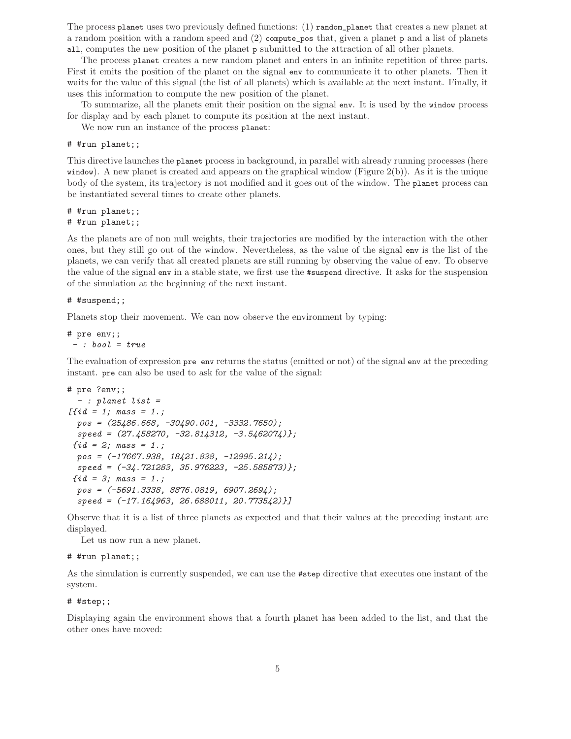The process `planet` uses two previously defined functions: (1) `random_planet` that creates a new planet at a random position with a random speed and (2) `compute_pos` that, given a planet `p` and a list of planets `all`, computes the new position of the planet `p` submitted to the attraction of all other planets.

The process `planet` creates a new random planet and enters in an infinite repetition of three parts. First it emits the position of the planet on the signal `env` to communicate it to other planets. Then it waits for the value of this signal (the list of all planets) which is available at the next instant. Finally, it uses this information to compute the new position of the planet.

To summarize, all the planets emit their position on the signal `env`. It is used by the `window` process for display and by each planet to compute its position at the next instant.

We now run an instance of the process `planet`:

```
# #run planet;;
```

This directive launches the `planet` process in background, in parallel with already running processes (here `window`). A new planet is created and appears on the graphical window (Figure 2(b)). As it is the unique body of the system, its trajectory is not modified and it goes out of the window. The `planet` process can be instantiated several times to create other planets.

```
# #run planet;;
# #run planet;;
```

As the planets are of non null weights, their trajectories are modified by the interaction with the other ones, but they still go out of the window. Nevertheless, as the value of the signal `env` is the list of the planets, we can verify that all created planets are still running by observing the value of `env`. To observe the value of the signal `env` in a stable state, we first use the `#suspend` directive. It asks for the suspension of the simulation at the beginning of the next instant.

```
# #suspend;;
```

Planets stop their movement. We can now observe the environment by typing:

```
# pre env;;
 - : bool = true
```

The evaluation of expression `pre env` returns the status (emitted or not) of the signal `env` at the preceding instant. `pre` can also be used to ask for the value of the signal:

```
# pre ?env;;
  - : planet list =
[{id = 1; mass = 1.;
  pos = (25486.668, -30490.001, -3332.7650);
  speed = (27.458270, -32.814312, -3.5462074)};
 {id = 2; mass = 1.;
  pos = (-17667.938, 18421.838, -12995.214);
  speed = (-34.721283, 35.976223, -25.585873)};
 {id = 3; mass = 1.;
  pos = (-5691.3338, 8876.0819, 6907.2694);
  speed = (-17.164963, 26.688011, 20.773542)}]
```

Observe that it is a list of three planets as expected and that their values at the preceding instant are displayed.

Let us now run a new planet.

```
# #run planet;;
```

As the simulation is currently suspended, we can use the `#step` directive that executes one instant of the system.

```
# #step;;
```

Displaying again the environment shows that a fourth planet has been added to the list, and that the other ones have moved: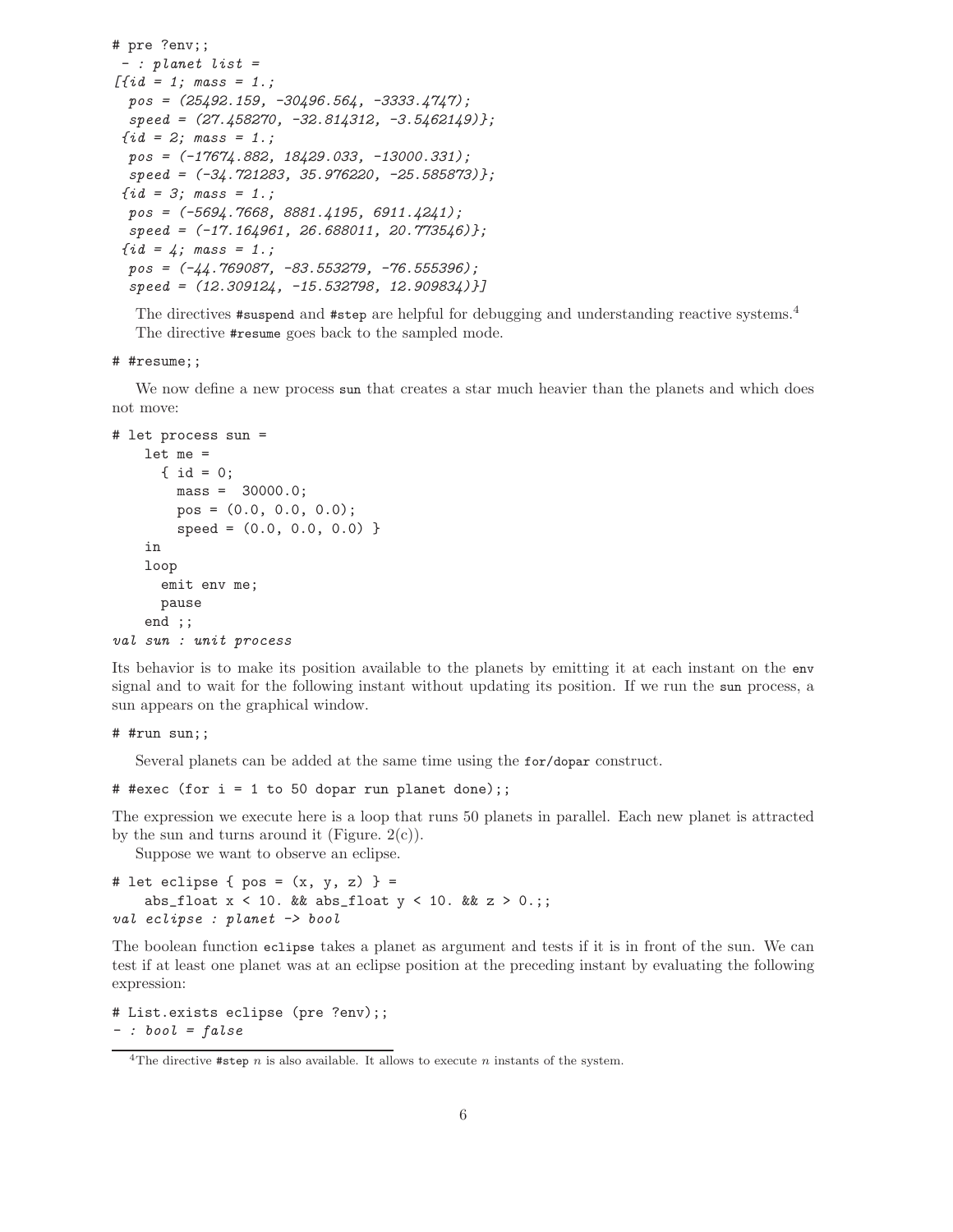```
# pre ?env;;
 - : planet list =
[{id = 1; mass = 1.;
  pos = (25492.159, -30496.564, -3333.4747);
  speed = (27.458270, -32.814312, -3.5462149)};
 {id = 2; mass = 1.;
  pos = (-17674.882, 18429.033, -13000.331);
  speed = (-34.721283, 35.976220, -25.585873)};
 {id = 3; mass = 1.;
  pos = (-5694.7668, 8881.4195, 6911.4241);
  speed = (-17.164961, 26.688011, 20.773546)};
 {id = 4; mass = 1.;
  pos = (-44.769087, -83.553279, -76.555396);
  speed = (12.309124, -15.532798, 12.909834)}]
```

The directives `#suspend` and `#step` are helpful for debugging and understanding reactive systems.[4]
The directive `#resume` goes back to the sampled mode.

```
# #resume;;
```

We now define a new process `sun` that creates a star much heavier than the planets and which does not move:

```
# let process sun =
    let me =
      { id = 0;
        mass =  30000.0;
        pos = (0.0, 0.0, 0.0);
        speed = (0.0, 0.0, 0.0) }
    in
    loop
      emit env me;
      pause
    end ;;
val sun : unit process
```

Its behavior is to make its position available to the planets by emitting it at each instant on the `env` signal and to wait for the following instant without updating its position. If we run the `sun` process, a sun appears on the graphical window.

```
# #run sun;;
```

Several planets can be added at the same time using the `for/dopar` construct.

```
# #exec (for i = 1 to 50 dopar run planet done);;
```

The expression we execute here is a loop that runs 50 planets in parallel. Each new planet is attracted by the sun and turns around it (Figure. 2(c)).

Suppose we want to observe an eclipse.

```
# let eclipse { pos = (x, y, z) } =
    abs_float x < 10. && abs_float y < 10. && z > 0.;;
val eclipse : planet -> bool
```

The boolean function `eclipse` takes a planet as argument and tests if it is in front of the sun. We can test if at least one planet was at an eclipse position at the preceding instant by evaluating the following expression:

```
# List.exists eclipse (pre ?env);;
- : bool = false
```

[4] The directive `#step` $n$ is also available. It allows to execute $n$ instants of the system.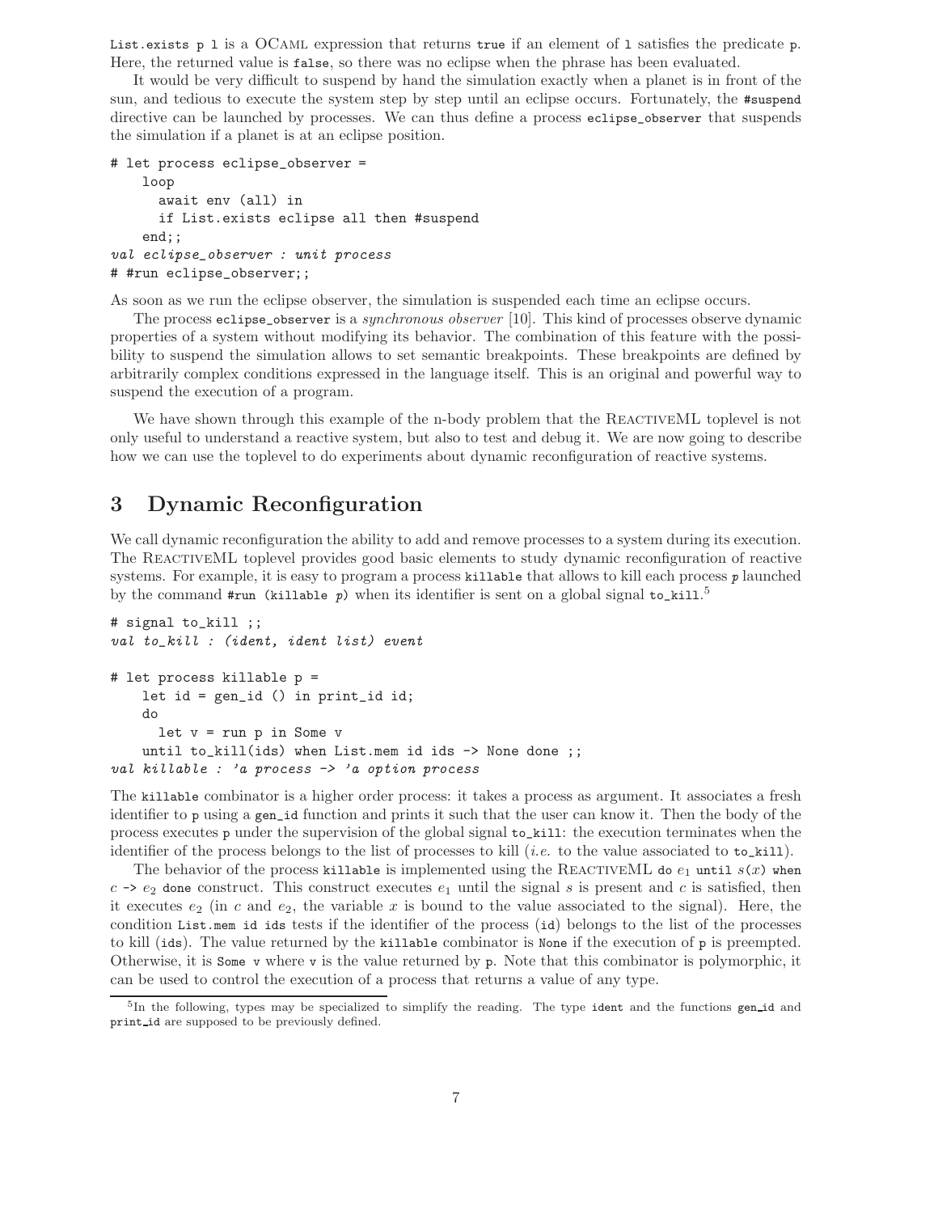`List.exists p l` is a OCaml expression that returns `true` if an element of `l` satisfies the predicate `p`. Here, the returned value is `false`, so there was no eclipse when the phrase has been evaluated.

It would be very difficult to suspend by hand the simulation exactly when a planet is in front of the sun, and tedious to execute the system step by step until an eclipse occurs. Fortunately, the `#suspend` directive can be launched by processes. We can thus define a process `eclipse_observer` that suspends the simulation if a planet is at an eclipse position.

```
# let process eclipse_observer =
    loop
      await env (all) in
      if List.exists eclipse all then #suspend
    end;;
val eclipse_observer : unit process
# #run eclipse_observer;;
```

As soon as we run the eclipse observer, the simulation is suspended each time an eclipse occurs.

The process `eclipse_observer` is a *synchronous observer* [10]. This kind of processes observe dynamic properties of a system without modifying its behavior. The combination of this feature with the possibility to suspend the simulation allows to set semantic breakpoints. These breakpoints are defined by arbitrarily complex conditions expressed in the language itself. This is an original and powerful way to suspend the execution of a program.

We have shown through this example of the n-body problem that the ReactiveML toplevel is not only useful to understand a reactive system, but also to test and debug it. We are now going to describe how we can use the toplevel to do experiments about dynamic reconfiguration of reactive systems.

# 3 Dynamic Reconfiguration

We call dynamic reconfiguration the ability to add and remove processes to a system during its execution. The ReactiveML toplevel provides good basic elements to study dynamic reconfiguration of reactive systems. For example, it is easy to program a process `killable` that allows to kill each process *p* launched by the command `#run (killable p)` when its identifier is sent on a global signal `to_kill`.[5]

```
# signal to_kill ;;
val to_kill : (ident, ident list) event

# let process killable p =
    let id = gen_id () in print_id id;
    do
      let v = run p in Some v
    until to_kill(ids) when List.mem id ids -> None done ;;
val killable : 'a process -> 'a option process
```

The `killable` combinator is a higher order process: it takes a process as argument. It associates a fresh identifier to `p` using a `gen_id` function and prints it such that the user can know it. Then the body of the process executes `p` under the supervision of the global signal `to_kill`: the execution terminates when the identifier of the process belongs to the list of processes to kill (*i.e.* to the value associated to `to_kill`).

The behavior of the process `killable` is implemented using the ReactiveML `do` $e_1$ `until` $s(x)$ `when` $c$ `->` $e_2$ `done` construct. This construct executes $e_1$ until the signal $s$ is present and $c$ is satisfied, then it executes $e_2$ (in $c$ and $e_2$, the variable $x$ is bound to the value associated to the signal). Here, the condition `List.mem id ids` tests if the identifier of the process (`id`) belongs to the list of the processes to kill (`ids`). The value returned by the `killable` combinator is `None` if the execution of `p` is preempted. Otherwise, it is `Some v` where `v` is the value returned by `p`. Note that this combinator is polymorphic, it can be used to control the execution of a process that returns a value of any type.

[5] In the following, types may be specialized to simplify the reading. The type `ident` and the functions `gen_id` and `print_id` are supposed to be previously defined.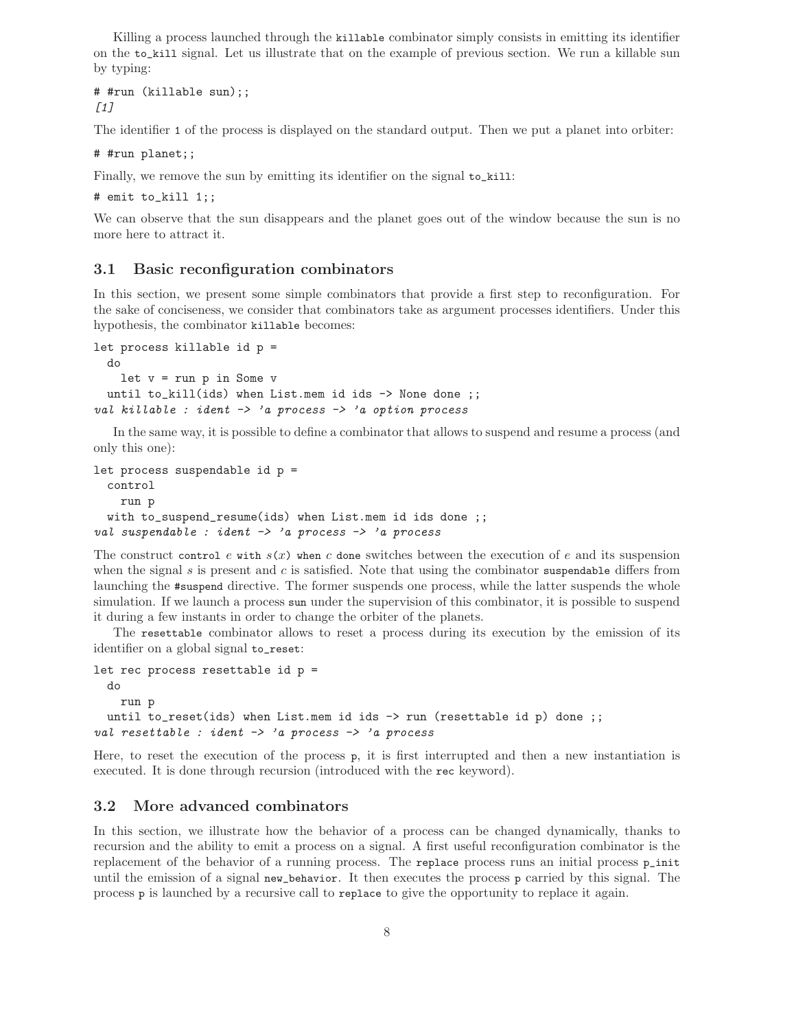Killing a process launched through the `killable` combinator simply consists in emitting its identifier on the `to_kill` signal. Let us illustrate that on the example of previous section. We run a killable sun by typing:

```
# #run (killable sun);;
[1]
```

The identifier `1` of the process is displayed on the standard output. Then we put a planet into orbiter:

```
# #run planet;;
```

Finally, we remove the sun by emitting its identifier on the signal `to_kill`:

```
# emit to_kill 1;;
```

We can observe that the sun disappears and the planet goes out of the window because the sun is no more here to attract it.

## 3.1 Basic reconfiguration combinators

In this section, we present some simple combinators that provide a first step to reconfiguration. For the sake of conciseness, we consider that combinators take as argument processes identifiers. Under this hypothesis, the combinator `killable` becomes:

```
let process killable id p =
  do
    let v = run p in Some v
  until to_kill(ids) when List.mem id ids -> None done ;;
val killable : ident -> 'a process -> 'a option process
```

In the same way, it is possible to define a combinator that allows to suspend and resume a process (and only this one):

```
let process suspendable id p =
  control
    run p
  with to_suspend_resume(ids) when List.mem id ids done ;;
val suspendable : ident -> 'a process -> 'a process
```

The construct `control` $e$ `with` $s(x)$ `when` $c$ `done` switches between the execution of $e$ and its suspension when the signal $s$ is present and $c$ is satisfied. Note that using the combinator `suspendable` differs from launching the `#suspend` directive. The former suspends one process, while the latter suspends the whole simulation. If we launch a process `sun` under the supervision of this combinator, it is possible to suspend it during a few instants in order to change the orbiter of the planets.

The `resettable` combinator allows to reset a process during its execution by the emission of its identifier on a global signal `to_reset`:

```
let rec process resettable id p =
  do
    run p
  until to_reset(ids) when List.mem id ids -> run (resettable id p) done ;;
val resettable : ident -> 'a process -> 'a process
```

Here, to reset the execution of the process `p`, it is first interrupted and then a new instantiation is executed. It is done through recursion (introduced with the `rec` keyword).

## 3.2 More advanced combinators

In this section, we illustrate how the behavior of a process can be changed dynamically, thanks to recursion and the ability to emit a process on a signal. A first useful reconfiguration combinator is the replacement of the behavior of a running process. The `replace` process runs an initial process `p_init` until the emission of a signal `new_behavior`. It then executes the process `p` carried by this signal. The process `p` is launched by a recursive call to `replace` to give the opportunity to replace it again.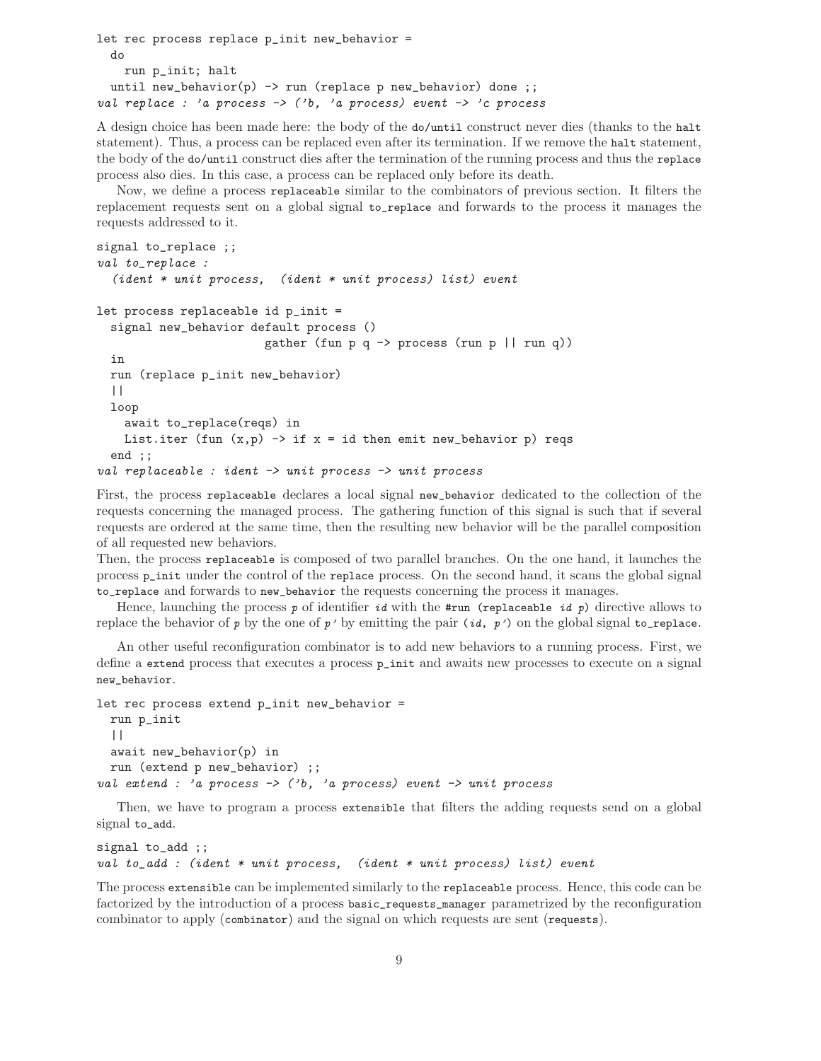```
let rec process replace p_init new_behavior =
  do
    run p_init; halt
  until new_behavior(p) -> run (replace p new_behavior) done ;;
val replace : 'a process -> ('b, 'a process) event -> 'c process
```

A design choice has been made here: the body of the `do/until` construct never dies (thanks to the `halt` statement). Thus, a process can be replaced even after its termination. If we remove the `halt` statement, the body of the `do/until` construct dies after the termination of the running process and thus the `replace` process also dies. In this case, a process can be replaced only before its death.

Now, we define a process `replaceable` similar to the combinators of previous section. It filters the replacement requests sent on a global signal `to_replace` and forwards to the process it manages the requests addressed to it.

```
signal to_replace ;;
val to_replace :
  (ident * unit process,  (ident * unit process) list) event

let process replaceable id p_init =
  signal new_behavior default process ()
                      gather (fun p q -> process (run p || run q))
  in
  run (replace p_init new_behavior)
  ||
  loop
    await to_replace(reqs) in
    List.iter (fun (x,p) -> if x = id then emit new_behavior p) reqs
  end ;;
val replaceable : ident -> unit process -> unit process
```

First, the process `replaceable` declares a local signal `new_behavior` dedicated to the collection of the requests concerning the managed process. The gathering function of this signal is such that if several requests are ordered at the same time, then the resulting new behavior will be the parallel composition of all requested new behaviors.

Then, the process `replaceable` is composed of two parallel branches. On the one hand, it launches the process `p_init` under the control of the `replace` process. On the second hand, it scans the global signal `to_replace` and forwards to `new_behavior` the requests concerning the process it manages.

Hence, launching the process *p* of identifier *id* with the `#run (replaceable` *id p*`)` directive allows to replace the behavior of *p* by the one of *p'* by emitting the pair `(`*id*`,` *p'*`)` on the global signal `to_replace`.

An other useful reconfiguration combinator is to add new behaviors to a running process. First, we define a `extend` process that executes a process `p_init` and awaits new processes to execute on a signal `new_behavior`.

```
let rec process extend p_init new_behavior =
  run p_init
  ||
  await new_behavior(p) in
  run (extend p new_behavior) ;;
val extend : 'a process -> ('b, 'a process) event -> unit process
```

Then, we have to program a process `extensible` that filters the adding requests send on a global signal `to_add`.

```
signal to_add ;;
val to_add : (ident * unit process,  (ident * unit process) list) event
```

The process `extensible` can be implemented similarly to the `replaceable` process. Hence, this code can be factorized by the introduction of a process `basic_requests_manager` parametrized by the reconfiguration combinator to apply (`combinator`) and the signal on which requests are sent (`requests`).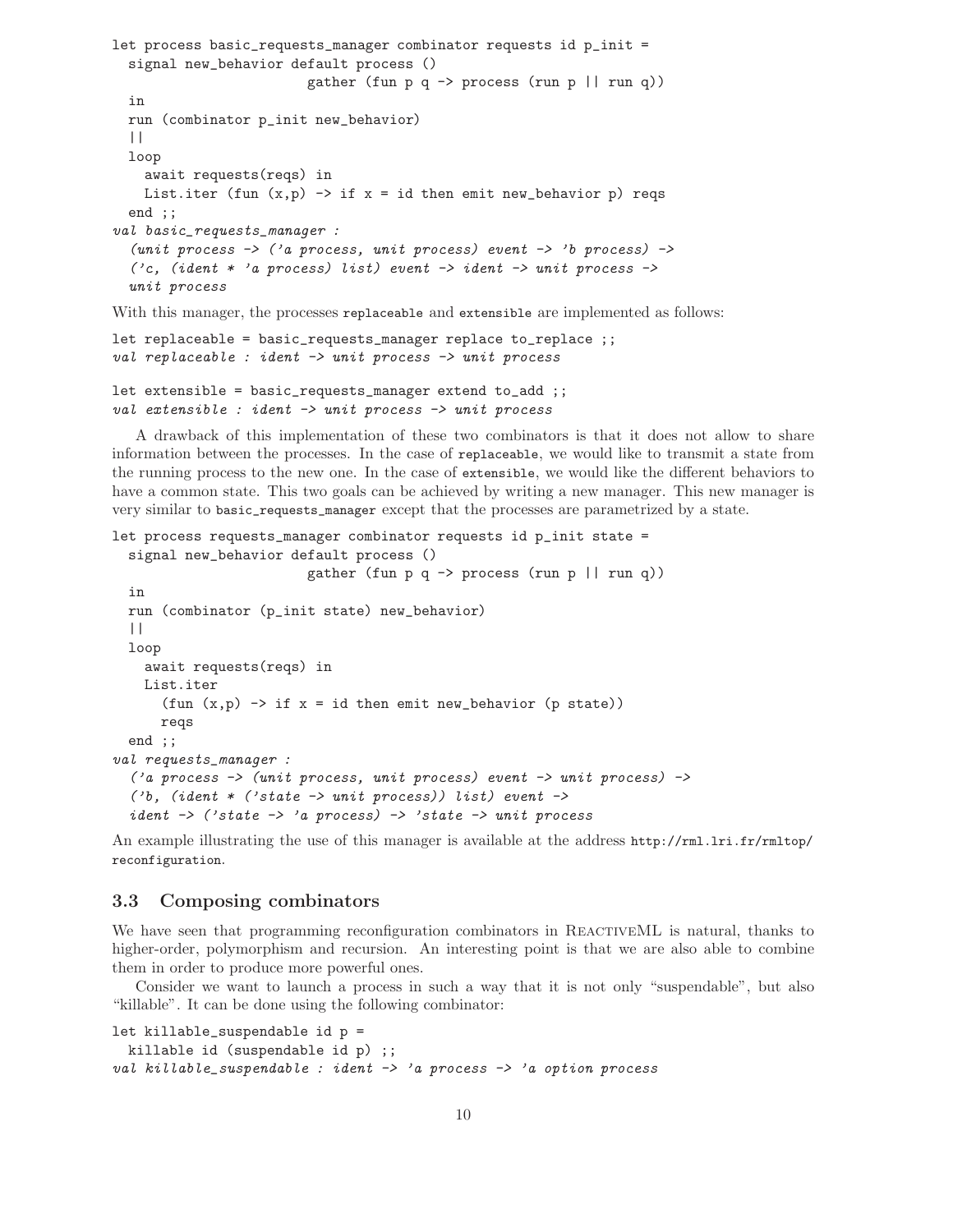```
let process basic_requests_manager combinator requests id p_init =
  signal new_behavior default process ()
                      gather (fun p q -> process (run p || run q))
  in
  run (combinator p_init new_behavior)
  ||
  loop
    await requests(reqs) in
    List.iter (fun (x,p) -> if x = id then emit new_behavior p) reqs
  end ;;
val basic_requests_manager :
  (unit process -> ('a process, unit process) event -> 'b process) ->
  ('c, (ident * 'a process) list) event -> ident -> unit process ->
  unit process
```

With this manager, the processes `replaceable` and `extensible` are implemented as follows:

```
let replaceable = basic_requests_manager replace to_replace ;;
val replaceable : ident -> unit process -> unit process

let extensible = basic_requests_manager extend to_add ;;
val extensible : ident -> unit process -> unit process
```

A drawback of this implementation of these two combinators is that it does not allow to share information between the processes. In the case of `replaceable`, we would like to transmit a state from the running process to the new one. In the case of `extensible`, we would like the different behaviors to have a common state. This two goals can be achieved by writing a new manager. This new manager is very similar to `basic_requests_manager` except that the processes are parametrized by a state.

```
let process requests_manager combinator requests id p_init state =
  signal new_behavior default process ()
                      gather (fun p q -> process (run p || run q))
  in
  run (combinator (p_init state) new_behavior)
  ||
  loop
    await requests(reqs) in
    List.iter
      (fun (x,p) -> if x = id then emit new_behavior (p state))
      reqs
  end ;;
val requests_manager :
  ('a process -> (unit process, unit process) event -> unit process) ->
  ('b, (ident * ('state -> unit process)) list) event ->
  ident -> ('state -> 'a process) -> 'state -> unit process
```

An example illustrating the use of this manager is available at the address `http://rml.lri.fr/rmltop/reconfiguration`.

### 3.3 Composing combinators

We have seen that programming reconfiguration combinators in ReactiveML is natural, thanks to higher-order, polymorphism and recursion. An interesting point is that we are also able to combine them in order to produce more powerful ones.

Consider we want to launch a process in such a way that it is not only "suspendable", but also "killable". It can be done using the following combinator:

```
let killable_suspendable id p =
  killable id (suspendable id p) ;;
val killable_suspendable : ident -> 'a process -> 'a option process
```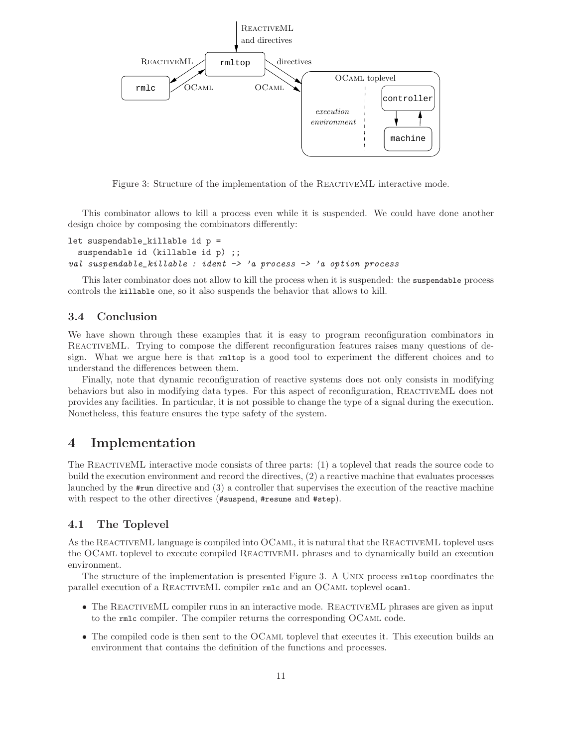Figure 3: Structure of the implementation of the ReactiveML interactive mode.

This combinator allows to kill a process even while it is suspended. We could have done another design choice by composing the combinators differently:

```
let suspendable_killable id p =
  suspendable id (killable id p) ;;
val suspendable_killable : ident -> 'a process -> 'a option process
```

This later combinator does not allow to kill the process when it is suspended: the `suspendable` process controls the `killable` one, so it also suspends the behavior that allows to kill.

### 3.4 Conclusion

We have shown through these examples that it is easy to program reconfiguration combinators in ReactiveML. Trying to compose the different reconfiguration features raises many questions of design. What we argue here is that `rmltop` is a good tool to experiment the different choices and to understand the differences between them.

Finally, note that dynamic reconfiguration of reactive systems does not only consists in modifying behaviors but also in modifying data types. For this aspect of reconfiguration, ReactiveML does not provides any facilities. In particular, it is not possible to change the type of a signal during the execution. Nonetheless, this feature ensures the type safety of the system.

## 4 Implementation

The ReactiveML interactive mode consists of three parts: (1) a toplevel that reads the source code to build the execution environment and record the directives, (2) a reactive machine that evaluates processes launched by the `#run` directive and (3) a controller that supervises the execution of the reactive machine with respect to the other directives (`#suspend`, `#resume` and `#step`).

### 4.1 The Toplevel

As the ReactiveML language is compiled into OCaml, it is natural that the ReactiveML toplevel uses the OCaml toplevel to execute compiled ReactiveML phrases and to dynamically build an execution environment.

The structure of the implementation is presented Figure 3. A Unix process `rmltop` coordinates the parallel execution of a ReactiveML compiler `rmlc` and an OCaml toplevel `ocaml`.

- The ReactiveML compiler runs in an interactive mode. ReactiveML phrases are given as input to the `rmlc` compiler. The compiler returns the corresponding OCaml code.
- The compiled code is then sent to the OCaml toplevel that executes it. This execution builds an environment that contains the definition of the functions and processes.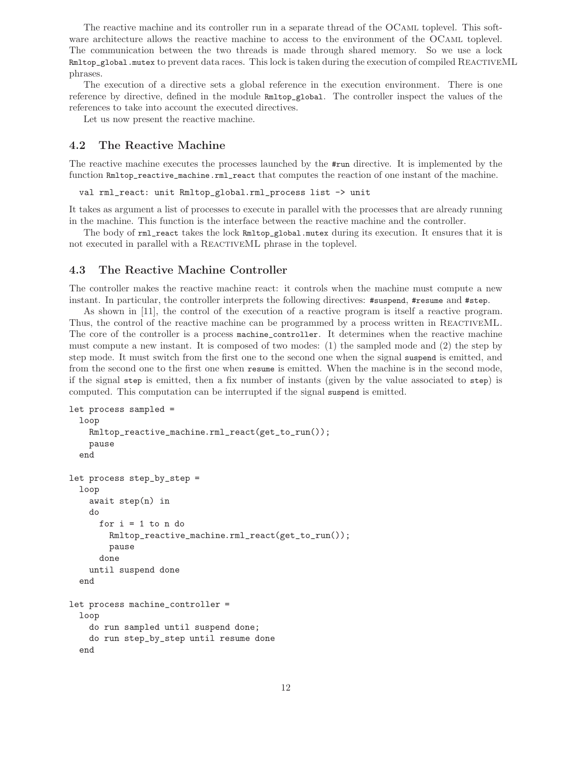The reactive machine and its controller run in a separate thread of the OCaml toplevel. This software architecture allows the reactive machine to access to the environment of the OCaml toplevel. The communication between the two threads is made through shared memory. So we use a lock `Rmltop_global.mutex` to prevent data races. This lock is taken during the execution of compiled ReactiveML phrases.

The execution of a directive sets a global reference in the execution environment. There is one reference by directive, defined in the module `Rmltop_global`. The controller inspect the values of the references to take into account the executed directives.

Let us now present the reactive machine.

## 4.2 The Reactive Machine

The reactive machine executes the processes launched by the `#run` directive. It is implemented by the function `Rmltop_reactive_machine.rml_react` that computes the reaction of one instant of the machine.

```
val rml_react: unit Rmltop_global.rml_process list -> unit
```

It takes as argument a list of processes to execute in parallel with the processes that are already running in the machine. This function is the interface between the reactive machine and the controller.

The body of `rml_react` takes the lock `Rmltop_global.mutex` during its execution. It ensures that it is not executed in parallel with a ReactiveML phrase in the toplevel.

## 4.3 The Reactive Machine Controller

The controller makes the reactive machine react: it controls when the machine must compute a new instant. In particular, the controller interprets the following directives: `#suspend`, `#resume` and `#step`.

As shown in [11], the control of the execution of a reactive program is itself a reactive program. Thus, the control of the reactive machine can be programmed by a process written in ReactiveML. The core of the controller is a process `machine_controller`. It determines when the reactive machine must compute a new instant. It is composed of two modes: (1) the sampled mode and (2) the step by step mode. It must switch from the first one to the second one when the signal `suspend` is emitted, and from the second one to the first one when `resume` is emitted. When the machine is in the second mode, if the signal `step` is emitted, then a fix number of instants (given by the value associated to `step`) is computed. This computation can be interrupted if the signal `suspend` is emitted.

```
let process sampled =
  loop
    Rmltop_reactive_machine.rml_react(get_to_run());
    pause
  end

let process step_by_step =
  loop
    await step(n) in
    do
      for i = 1 to n do
        Rmltop_reactive_machine.rml_react(get_to_run());
        pause
      done
    until suspend done
  end

let process machine_controller =
  loop
    do run sampled until suspend done;
    do run step_by_step until resume done
  end
```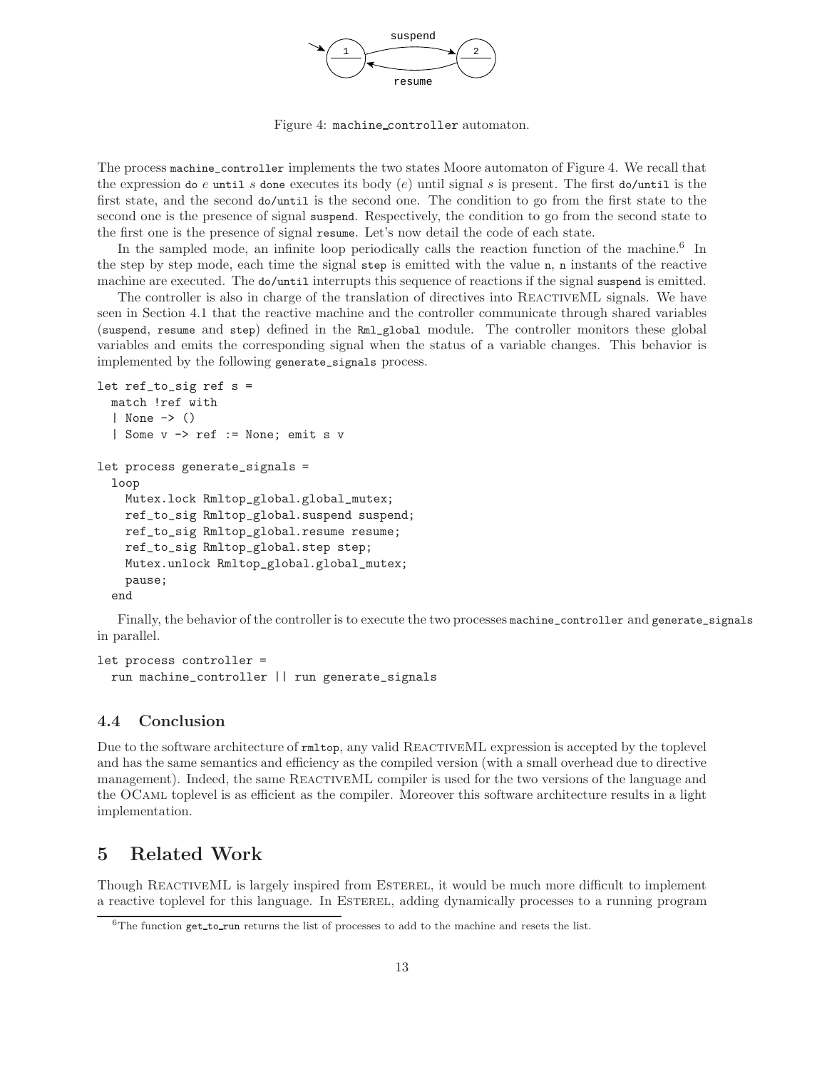Figure 4: machine_controller automaton.

The process machine_controller implements the two states Moore automaton of Figure 4. We recall that the expression do *e* until *s* done executes its body (*e*) until signal *s* is present. The first do/until is the first state, and the second do/until is the second one. The condition to go from the first state to the second one is the presence of signal suspend. Respectively, the condition to go from the second state to the first one is the presence of signal resume. Let's now detail the code of each state.

In the sampled mode, an infinite loop periodically calls the reaction function of the machine.[6] In the step by step mode, each time the signal step is emitted with the value n, n instants of the reactive machine are executed. The do/until interrupts this sequence of reactions if the signal suspend is emitted.

The controller is also in charge of the translation of directives into ReactiveML signals. We have seen in Section 4.1 that the reactive machine and the controller communicate through shared variables (suspend, resume and step) defined in the Rml_global module. The controller monitors these global variables and emits the corresponding signal when the status of a variable changes. This behavior is implemented by the following generate_signals process.

```
let ref_to_sig ref s =
  match !ref with
  | None -> ()
  | Some v -> ref := None; emit s v

let process generate_signals =
  loop
    Mutex.lock Rmltop_global.global_mutex;
    ref_to_sig Rmltop_global.suspend suspend;
    ref_to_sig Rmltop_global.resume resume;
    ref_to_sig Rmltop_global.step step;
    Mutex.unlock Rmltop_global.global_mutex;
    pause;
  end
```

Finally, the behavior of the controller is to execute the two processes machine_controller and generate_signals in parallel.

```
let process controller =
  run machine_controller || run generate_signals
```

### 4.4 Conclusion

Due to the software architecture of rmltop, any valid ReactiveML expression is accepted by the toplevel and has the same semantics and efficiency as the compiled version (with a small overhead due to directive management). Indeed, the same ReactiveML compiler is used for the two versions of the language and the OCaml toplevel is as efficient as the compiler. Moreover this software architecture results in a light implementation.

## 5 Related Work

Though ReactiveML is largely inspired from Esterel, it would be much more difficult to implement a reactive toplevel for this language. In Esterel, adding dynamically processes to a running program

[6] The function get_to_run returns the list of processes to add to the machine and resets the list.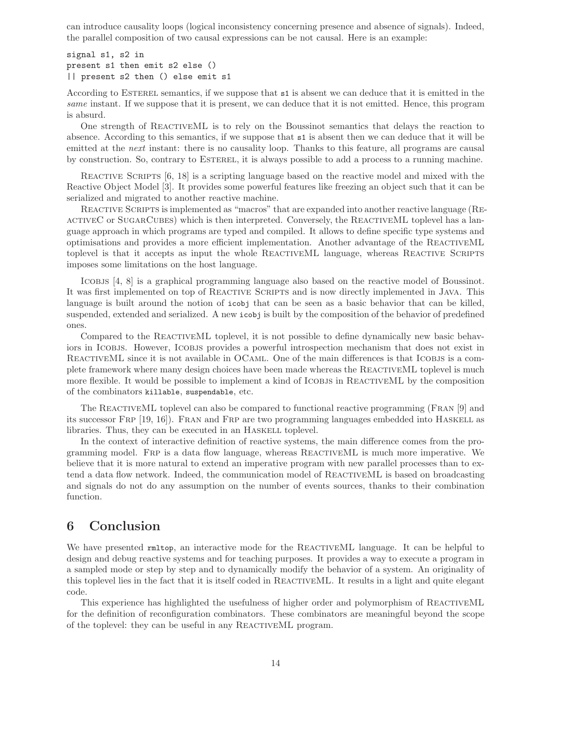can introduce causality loops (logical inconsistency concerning presence and absence of signals). Indeed, the parallel composition of two causal expressions can be not causal. Here is an example:

```
signal s1, s2 in
present s1 then emit s2 else ()
|| present s2 then () else emit s1
```

According to ESTEREL semantics, if we suppose that `s1` is absent we can deduce that it is emitted in the *same* instant. If we suppose that it is present, we can deduce that it is not emitted. Hence, this program is absurd.

One strength of REACTIVEML is to rely on the Boussinot semantics that delays the reaction to absence. According to this semantics, if we suppose that `s1` is absent then we can deduce that it will be emitted at the *next* instant: there is no causality loop. Thanks to this feature, all programs are causal by construction. So, contrary to ESTEREL, it is always possible to add a process to a running machine.

REACTIVE SCRIPTS [6, 18] is a scripting language based on the reactive model and mixed with the Reactive Object Model [3]. It provides some powerful features like freezing an object such that it can be serialized and migrated to another reactive machine.

REACTIVE SCRIPTS is implemented as "macros" that are expanded into another reactive language (REACTIVEC or SUGARCUBES) which is then interpreted. Conversely, the REACTIVEML toplevel has a language approach in which programs are typed and compiled. It allows to define specific type systems and optimisations and provides a more efficient implementation. Another advantage of the REACTIVEML toplevel is that it accepts as input the whole REACTIVEML language, whereas REACTIVE SCRIPTS imposes some limitations on the host language.

ICOBJS [4, 8] is a graphical programming language also based on the reactive model of Boussinot. It was first implemented on top of REACTIVE SCRIPTS and is now directly implemented in JAVA. This language is built around the notion of `icobj` that can be seen as a basic behavior that can be killed, suspended, extended and serialized. A new `icobj` is built by the composition of the behavior of predefined ones.

Compared to the REACTIVEML toplevel, it is not possible to define dynamically new basic behaviors in ICOBJS. However, ICOBJS provides a powerful introspection mechanism that does not exist in REACTIVEML since it is not available in OCAML. One of the main differences is that ICOBJS is a complete framework where many design choices have been made whereas the REACTIVEML toplevel is much more flexible. It would be possible to implement a kind of ICOBJS in REACTIVEML by the composition of the combinators `killable`, `suspendable`, etc.

The REACTIVEML toplevel can also be compared to functional reactive programming (FRAN [9] and its successor FRP [19, 16]). FRAN and FRP are two programming languages embedded into HASKELL as libraries. Thus, they can be executed in an HASKELL toplevel.

In the context of interactive definition of reactive systems, the main difference comes from the programming model. FRP is a data flow language, whereas REACTIVEML is much more imperative. We believe that it is more natural to extend an imperative program with new parallel processes than to extend a data flow network. Indeed, the communication model of REACTIVEML is based on broadcasting and signals do not do any assumption on the number of events sources, thanks to their combination function.

# 6 Conclusion

We have presented `rmltop`, an interactive mode for the REACTIVEML language. It can be helpful to design and debug reactive systems and for teaching purposes. It provides a way to execute a program in a sampled mode or step by step and to dynamically modify the behavior of a system. An originality of this toplevel lies in the fact that it is itself coded in REACTIVEML. It results in a light and quite elegant code.

This experience has highlighted the usefulness of higher order and polymorphism of REACTIVEML for the definition of reconfiguration combinators. These combinators are meaningful beyond the scope of the toplevel: they can be useful in any REACTIVEML program.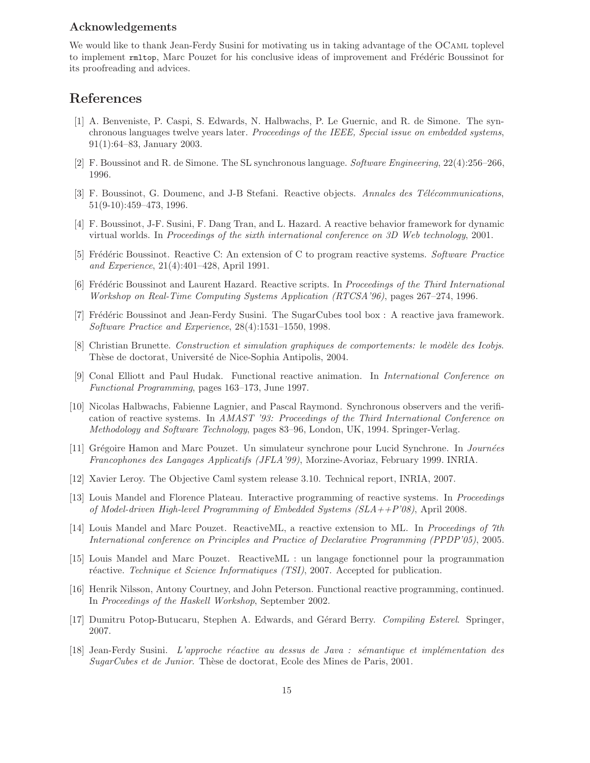### Acknowledgements

We would like to thank Jean-Ferdy Susini for motivating us in taking advantage of the OCaml toplevel to implement `rmltop`, Marc Pouzet for his conclusive ideas of improvement and Frédéric Boussinot for its proofreading and advices.

## References

[1] A. Benveniste, P. Caspi, S. Edwards, N. Halbwachs, P. Le Guernic, and R. de Simone. The synchronous languages twelve years later. *Proceedings of the IEEE, Special issue on embedded systems*, 91(1):64–83, January 2003.

[2] F. Boussinot and R. de Simone. The SL synchronous language. *Software Engineering*, 22(4):256–266, 1996.

[3] F. Boussinot, G. Doumenc, and J-B Stefani. Reactive objects. *Annales des Télécommunications*, 51(9-10):459–473, 1996.

[4] F. Boussinot, J-F. Susini, F. Dang Tran, and L. Hazard. A reactive behavior framework for dynamic virtual worlds. In *Proceedings of the sixth international conference on 3D Web technology*, 2001.

[5] Frédéric Boussinot. Reactive C: An extension of C to program reactive systems. *Software Practice and Experience*, 21(4):401–428, April 1991.

[6] Frédéric Boussinot and Laurent Hazard. Reactive scripts. In *Proceedings of the Third International Workshop on Real-Time Computing Systems Application (RTCSA'96)*, pages 267–274, 1996.

[7] Frédéric Boussinot and Jean-Ferdy Susini. The SugarCubes tool box : A reactive java framework. *Software Practice and Experience*, 28(4):1531–1550, 1998.

[8] Christian Brunette. *Construction et simulation graphiques de comportements: le modèle des Icobjs*. Thèse de doctorat, Université de Nice-Sophia Antipolis, 2004.

[9] Conal Elliott and Paul Hudak. Functional reactive animation. In *International Conference on Functional Programming*, pages 163–173, June 1997.

[10] Nicolas Halbwachs, Fabienne Lagnier, and Pascal Raymond. Synchronous observers and the verification of reactive systems. In *AMAST '93: Proceedings of the Third International Conference on Methodology and Software Technology*, pages 83–96, London, UK, 1994. Springer-Verlag.

[11] Grégoire Hamon and Marc Pouzet. Un simulateur synchrone pour Lucid Synchrone. In *Journées Francophones des Langages Applicatifs (JFLA'99)*, Morzine-Avoriaz, February 1999. INRIA.

[12] Xavier Leroy. The Objective Caml system release 3.10. Technical report, INRIA, 2007.

[13] Louis Mandel and Florence Plateau. Interactive programming of reactive systems. In *Proceedings of Model-driven High-level Programming of Embedded Systems (SLA++P'08)*, April 2008.

[14] Louis Mandel and Marc Pouzet. ReactiveML, a reactive extension to ML. In *Proceedings of 7th International conference on Principles and Practice of Declarative Programming (PPDP'05)*, 2005.

[15] Louis Mandel and Marc Pouzet. ReactiveML : un langage fonctionnel pour la programmation réactive. *Technique et Science Informatiques (TSI)*, 2007. Accepted for publication.

[16] Henrik Nilsson, Antony Courtney, and John Peterson. Functional reactive programming, continued. In *Proceedings of the Haskell Workshop*, September 2002.

[17] Dumitru Potop-Butucaru, Stephen A. Edwards, and Gérard Berry. *Compiling Esterel*. Springer, 2007.

[18] Jean-Ferdy Susini. *L'approche réactive au dessus de Java : sémantique et implémentation des SugarCubes et de Junior*. Thèse de doctorat, Ecole des Mines de Paris, 2001.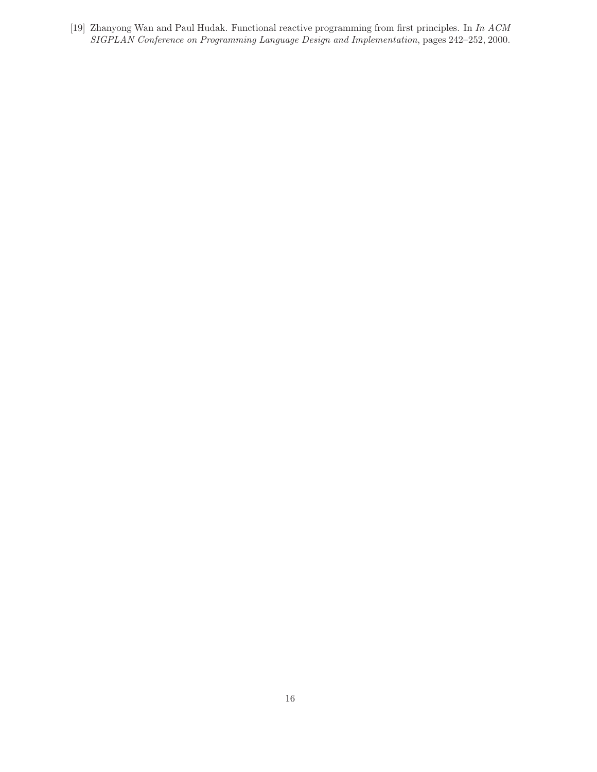[19] Zhanyong Wan and Paul Hudak. Functional reactive programming from first principles. In *In ACM SIGPLAN Conference on Programming Language Design and Implementation*, pages 242–252, 2000.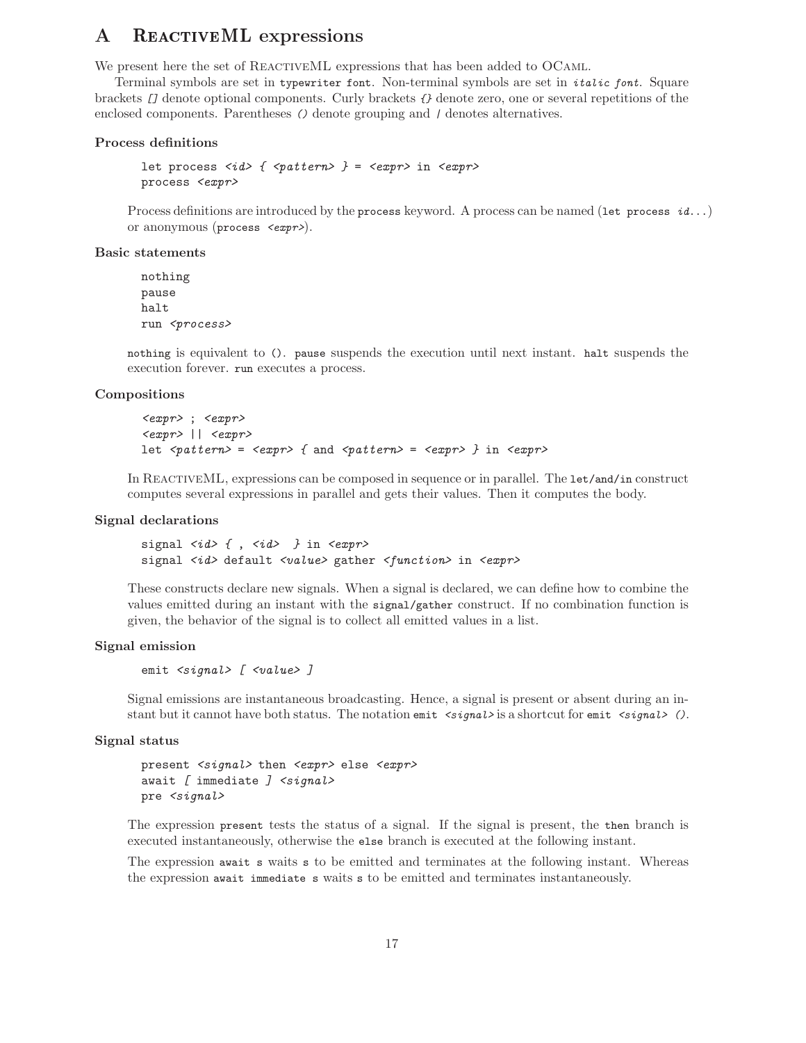# A ReactiveML expressions

We present here the set of ReactiveML expressions that has been added to OCaml.

Terminal symbols are set in `typewriter font`. Non-terminal symbols are set in *italic font*. Square brackets [] denote optional components. Curly brackets {} denote zero, one or several repetitions of the enclosed components. Parentheses () denote grouping and | denotes alternatives.

### Process definitions

```
let process <id> { <pattern> } = <expr> in <expr>
process <expr>
```

Process definitions are introduced by the `process` keyword. A process can be named (`let process` *id*...) or anonymous (`process` *<expr>*).

### Basic statements

```
nothing
pause
halt
run <process>
```

`nothing` is equivalent to `()`. `pause` suspends the execution until next instant. `halt` suspends the execution forever. `run` executes a process.

### Compositions

```
<expr> ; <expr>
<expr> || <expr>
let <pattern> = <expr> { and <pattern> = <expr> } in <expr>
```

In ReactiveML, expressions can be composed in sequence or in parallel. The `let/and/in` construct computes several expressions in parallel and gets their values. Then it computes the body.

### Signal declarations

```
signal <id> { , <id> } in <expr>
signal <id> default <value> gather <function> in <expr>
```

These constructs declare new signals. When a signal is declared, we can define how to combine the values emitted during an instant with the `signal/gather` construct. If no combination function is given, the behavior of the signal is to collect all emitted values in a list.

### Signal emission

```
emit <signal> [ <value> ]
```

Signal emissions are instantaneous broadcasting. Hence, a signal is present or absent during an instant but it cannot have both status. The notation `emit` *<signal>* is a shortcut for `emit` *<signal>* `()`.

### Signal status

```
present <signal> then <expr> else <expr>
await [ immediate ] <signal>
pre <signal>
```

The expression `present` tests the status of a signal. If the signal is present, the `then` branch is executed instantaneously, otherwise the `else` branch is executed at the following instant.

The expression `await s` waits `s` to be emitted and terminates at the following instant. Whereas the expression `await immediate s` waits `s` to be emitted and terminates instantaneously.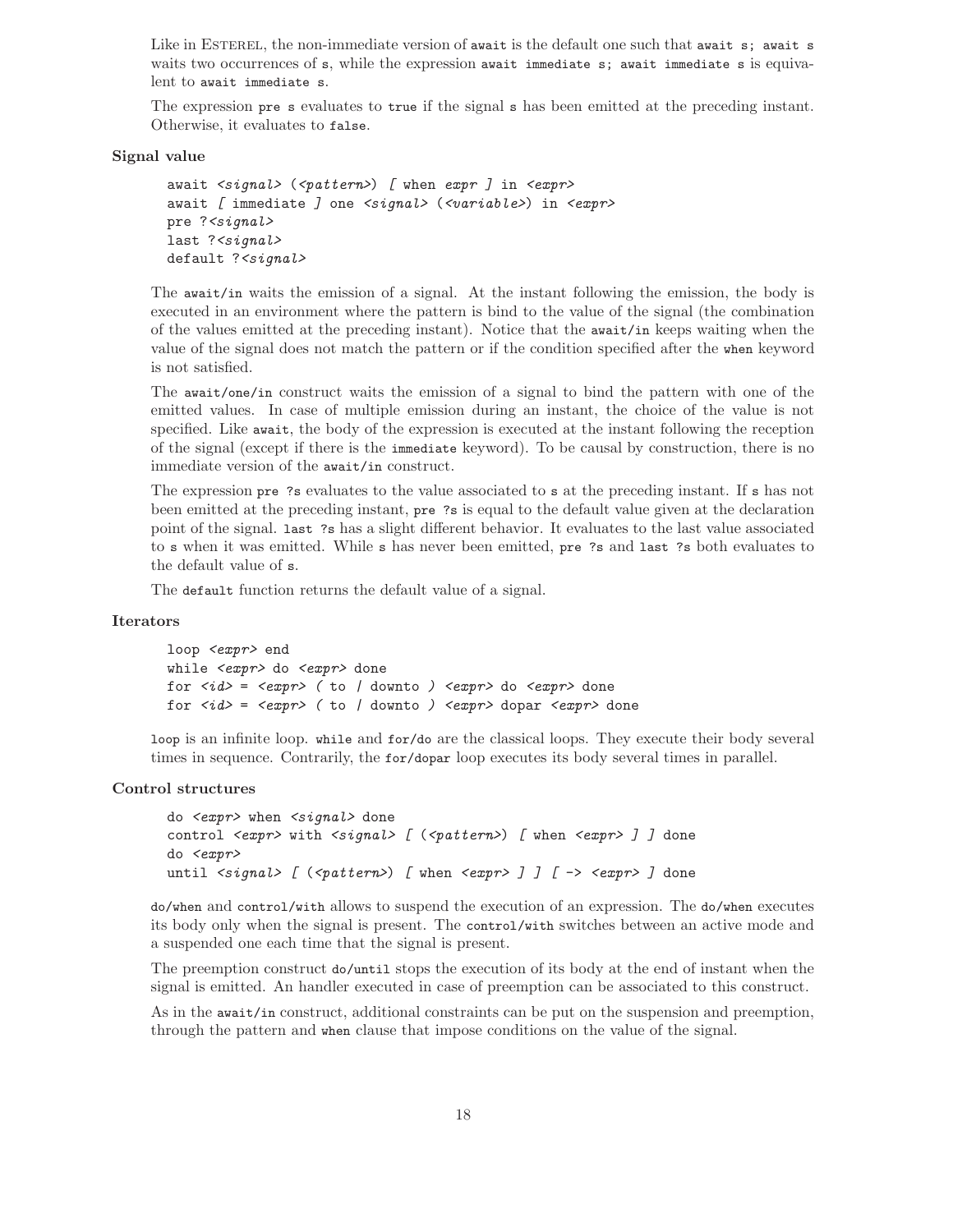Like in ESTEREL, the non-immediate version of `await` is the default one such that `await s; await s` waits two occurrences of `s`, while the expression `await immediate s; await immediate s` is equivalent to `await immediate s`.

The expression `pre s` evaluates to `true` if the signal `s` has been emitted at the preceding instant. Otherwise, it evaluates to `false`.

#### Signal value

```
await <signal> (<pattern>) [ when expr ] in <expr>
await [ immediate ] one <signal> (<variable>) in <expr>
pre ?<signal>
last ?<signal>
default ?<signal>
```

The `await/in` waits the emission of a signal. At the instant following the emission, the body is executed in an environment where the pattern is bind to the value of the signal (the combination of the values emitted at the preceding instant). Notice that the `await/in` keeps waiting when the value of the signal does not match the pattern or if the condition specified after the `when` keyword is not satisfied.

The `await/one/in` construct waits the emission of a signal to bind the pattern with one of the emitted values. In case of multiple emission during an instant, the choice of the value is not specified. Like `await`, the body of the expression is executed at the instant following the reception of the signal (except if there is the `immediate` keyword). To be causal by construction, there is no immediate version of the `await/in` construct.

The expression `pre ?s` evaluates to the value associated to `s` at the preceding instant. If `s` has not been emitted at the preceding instant, `pre ?s` is equal to the default value given at the declaration point of the signal. `last ?s` has a slight different behavior. It evaluates to the last value associated to `s` when it was emitted. While `s` has never been emitted, `pre ?s` and `last ?s` both evaluates to the default value of `s`.

The `default` function returns the default value of a signal.

#### Iterators

```
loop <expr> end
while <expr> do <expr> done
for <id> = <expr> ( to | downto ) <expr> do <expr> done
for <id> = <expr> ( to | downto ) <expr> dopar <expr> done
```

`loop` is an infinite loop. `while` and `for/do` are the classical loops. They execute their body several times in sequence. Contrarily, the `for/dopar` loop executes its body several times in parallel.

#### Control structures

```
do <expr> when <signal> done
control <expr> with <signal> [ (<pattern>) [ when <expr> ] ] done
do <expr>
until <signal> [ (<pattern>) [ when <expr> ] ] [ -> <expr> ] done
```

`do/when` and `control/with` allows to suspend the execution of an expression. The `do/when` executes its body only when the signal is present. The `control/with` switches between an active mode and a suspended one each time that the signal is present.

The preemption construct `do/until` stops the execution of its body at the end of instant when the signal is emitted. An handler executed in case of preemption can be associated to this construct.

As in the `await/in` construct, additional constraints can be put on the suspension and preemption, through the pattern and `when` clause that impose conditions on the value of the signal.